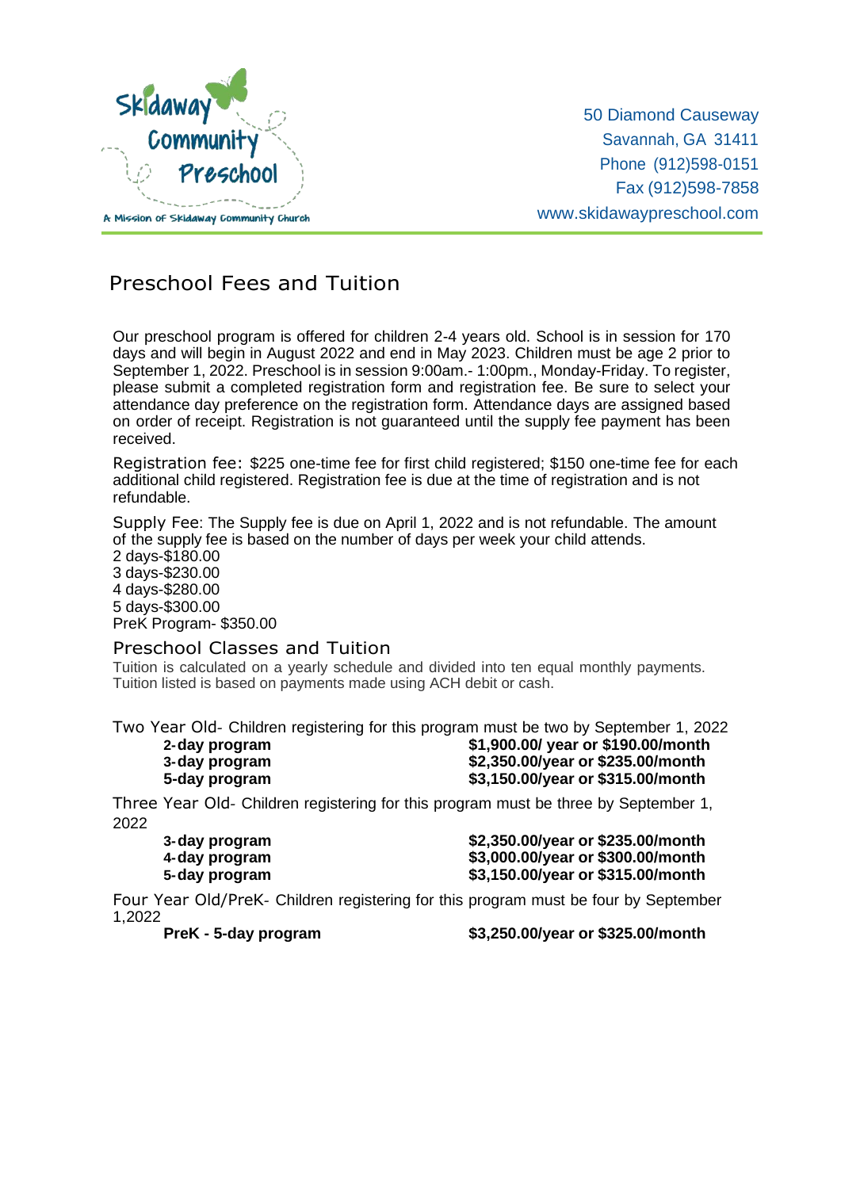**Skidaway Community Preschool**
A Mission of Skidaway Community Church

50 Diamond Causeway
Savannah, GA 31411
Phone (912)598-0151
Fax (912)598-7858
www.skidawaypreschool.com

# Preschool Fees and Tuition

Our preschool program is offered for children 2-4 years old. School is in session for 170 days and will begin in August 2022 and end in May 2023. Children must be age 2 prior to September 1, 2022. Preschool is in session 9:00am.- 1:00pm., Monday-Friday. To register, please submit a completed registration form and registration fee. Be sure to select your attendance day preference on the registration form. Attendance days are assigned based on order of receipt. Registration is not guaranteed until the supply fee payment has been received.

Registration fee: $225 one-time fee for first child registered; $150 one-time fee for each additional child registered. Registration fee is due at the time of registration and is not refundable.

Supply Fee: The Supply fee is due on April 1, 2022 and is not refundable. The amount of the supply fee is based on the number of days per week your child attends.
2 days-$180.00
3 days-$230.00
4 days-$280.00
5 days-$300.00
PreK Program- $350.00

## Preschool Classes and Tuition

Tuition is calculated on a yearly schedule and divided into ten equal monthly payments. Tuition listed is based on payments made using ACH debit or cash.

Two Year Old- Children registering for this program must be two by September 1, 2022

| | |
|---|---|
| **2-day program** | **$1,900.00/ year or $190.00/month** |
| **3-day program** | **$2,350.00/year or $235.00/month** |
| **5-day program** | **$3,150.00/year or $315.00/month** |

Three Year Old- Children registering for this program must be three by September 1, 2022

| | |
|---|---|
| **3-day program** | **$2,350.00/year or $235.00/month** |
| **4-day program** | **$3,000.00/year or $300.00/month** |
| **5-day program** | **$3,150.00/year or $315.00/month** |

Four Year Old/PreK- Children registering for this program must be four by September 1,2022

| | |
|---|---|
| **PreK - 5-day program** | **$3,250.00/year or $325.00/month** |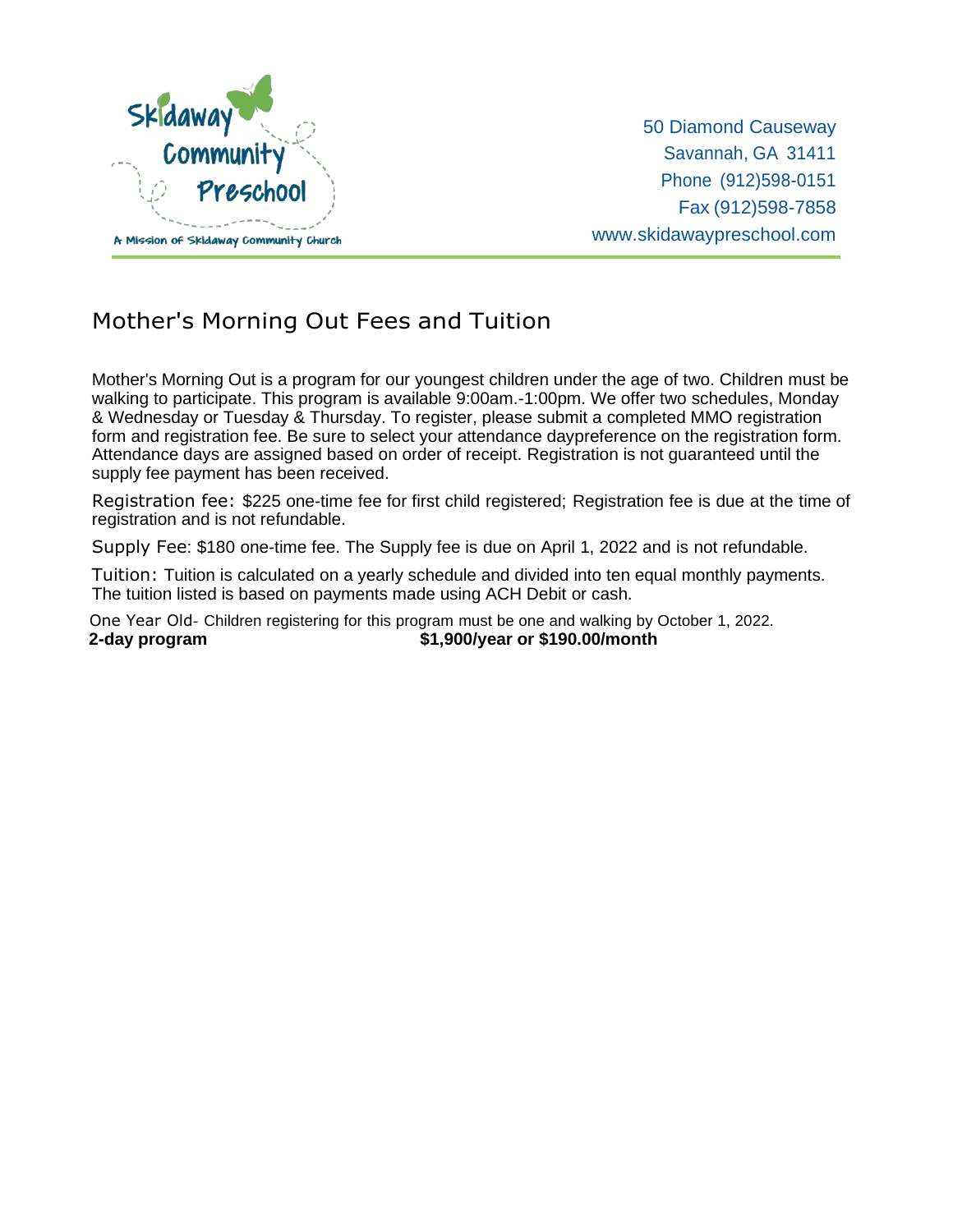Skidaway Community Preschool

A Mission of Skidaway Community Church

50 Diamond Causeway
Savannah, GA 31411
Phone (912)598-0151
Fax (912)598-7858
www.skidawaypreschool.com

# Mother's Morning Out Fees and Tuition

Mother's Morning Out is a program for our youngest children under the age of two. Children must be walking to participate. This program is available 9:00am.-1:00pm. We offer two schedules, Monday & Wednesday or Tuesday & Thursday. To register, please submit a completed MMO registration form and registration fee. Be sure to select your attendance daypreference on the registration form. Attendance days are assigned based on order of receipt. Registration is not guaranteed until the supply fee payment has been received.

Registration fee: $225 one-time fee for first child registered; Registration fee is due at the time of registration and is not refundable.

Supply Fee: $180 one-time fee. The Supply fee is due on April 1, 2022 and is not refundable.

Tuition: Tuition is calculated on a yearly schedule and divided into ten equal monthly payments. The tuition listed is based on payments made using ACH Debit or cash.

One Year Old- Children registering for this program must be one and walking by October 1, 2022.

| | |
|---|---|
| **2-day program** | **$1,900/year or $190.00/month** |